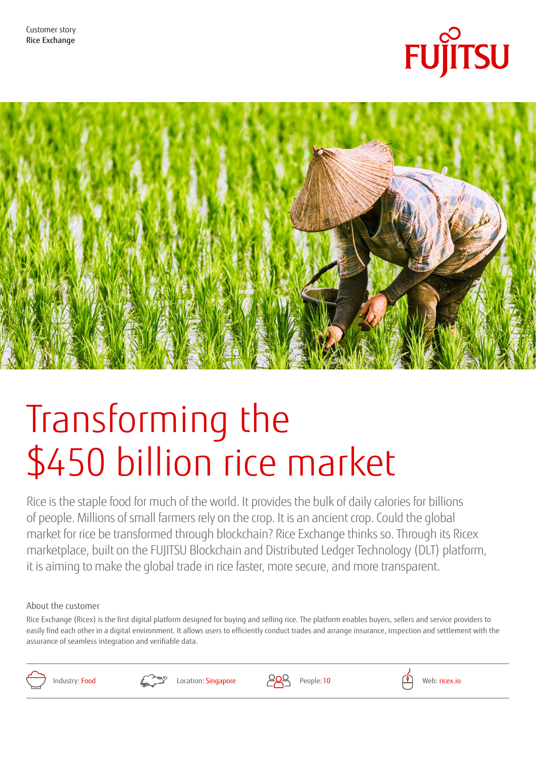Customer story
Rice Exchange

FUJITSU

# Transforming the $450 billion rice market

Rice is the staple food for much of the world. It provides the bulk of daily calories for billions of people. Millions of small farmers rely on the crop. It is an ancient crop. Could the global market for rice be transformed through blockchain? Rice Exchange thinks so. Through its Ricex marketplace, built on the FUJITSU Blockchain and Distributed Ledger Technology (DLT) platform, it is aiming to make the global trade in rice faster, more secure, and more transparent.

## About the customer

Rice Exchange (Ricex) is the first digital platform designed for buying and selling rice. The platform enables buyers, sellers and service providers to easily find each other in a digital environment. It allows users to efficiently conduct trades and arrange insurance, inspection and settlement with the assurance of seamless integration and verifiable data.

| Industry: Food | Location: Singapore | People: 10 | Web: ricex.io |
|---|---|---|---|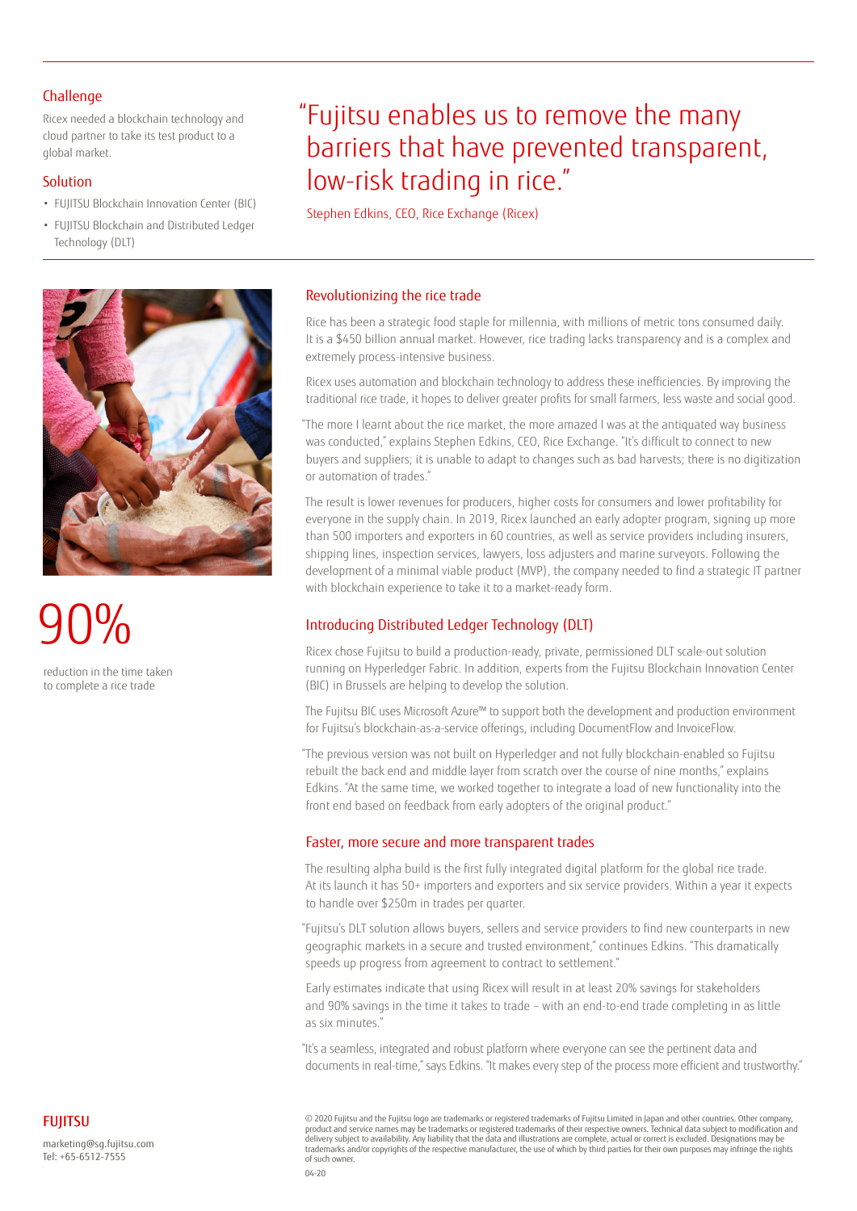## Challenge

Ricex needed a blockchain technology and cloud partner to take its test product to a global market.

## Solution

- FUJITSU Blockchain Innovation Center (BIC)
- FUJITSU Blockchain and Distributed Ledger Technology (DLT)

> "Fujitsu enables us to remove the many barriers that have prevented transparent, low-risk trading in rice."
>
> Stephen Edkins, CEO, Rice Exchange (Ricex)

# 90%

reduction in the time taken to complete a rice trade

## Revolutionizing the rice trade

Rice has been a strategic food staple for millennia, with millions of metric tons consumed daily. It is a $450 billion annual market. However, rice trading lacks transparency and is a complex and extremely process-intensive business.

Ricex uses automation and blockchain technology to address these inefficiencies. By improving the traditional rice trade, it hopes to deliver greater profits for small farmers, less waste and social good.

"The more I learnt about the rice market, the more amazed I was at the antiquated way business was conducted," explains Stephen Edkins, CEO, Rice Exchange. "It's difficult to connect to new buyers and suppliers; it is unable to adapt to changes such as bad harvests; there is no digitization or automation of trades."

The result is lower revenues for producers, higher costs for consumers and lower profitability for everyone in the supply chain. In 2019, Ricex launched an early adopter program, signing up more than 500 importers and exporters in 60 countries, as well as service providers including insurers, shipping lines, inspection services, lawyers, loss adjusters and marine surveyors. Following the development of a minimal viable product (MVP), the company needed to find a strategic IT partner with blockchain experience to take it to a market-ready form.

## Introducing Distributed Ledger Technology (DLT)

Ricex chose Fujitsu to build a production-ready, private, permissioned DLT scale-out solution running on Hyperledger Fabric. In addition, experts from the Fujitsu Blockchain Innovation Center (BIC) in Brussels are helping to develop the solution.

The Fujitsu BIC uses Microsoft Azure™ to support both the development and production environment for Fujitsu's blockchain-as-a-service offerings, including DocumentFlow and InvoiceFlow.

"The previous version was not built on Hyperledger and not fully blockchain-enabled so Fujitsu rebuilt the back end and middle layer from scratch over the course of nine months," explains Edkins. "At the same time, we worked together to integrate a load of new functionality into the front end based on feedback from early adopters of the original product."

## Faster, more secure and more transparent trades

The resulting alpha build is the first fully integrated digital platform for the global rice trade. At its launch it has 50+ importers and exporters and six service providers. Within a year it expects to handle over $250m in trades per quarter.

"Fujitsu's DLT solution allows buyers, sellers and service providers to find new counterparts in new geographic markets in a secure and trusted environment," continues Edkins. "This dramatically speeds up progress from agreement to contract to settlement."

Early estimates indicate that using Ricex will result in at least 20% savings for stakeholders and 90% savings in the time it takes to trade – with an end-to-end trade completing in as little as six minutes."

"It's a seamless, integrated and robust platform where everyone can see the pertinent data and documents in real-time," says Edkins. "It makes every step of the process more efficient and trustworthy."

**FUJITSU**

marketing@sg.fujitsu.com
Tel: +65-6512-7555

© 2020 Fujitsu and the Fujitsu logo are trademarks or registered trademarks of Fujitsu Limited in Japan and other countries. Other company, product and service names may be trademarks or registered trademarks of their respective owners. Technical data subject to modification and delivery subject to availability. Any liability that the data and illustrations are complete, actual or correct is excluded. Designations may be trademarks and/or copyrights of the respective manufacturer, the use of which by third parties for their own purposes may infringe the rights of such owner.

04-20